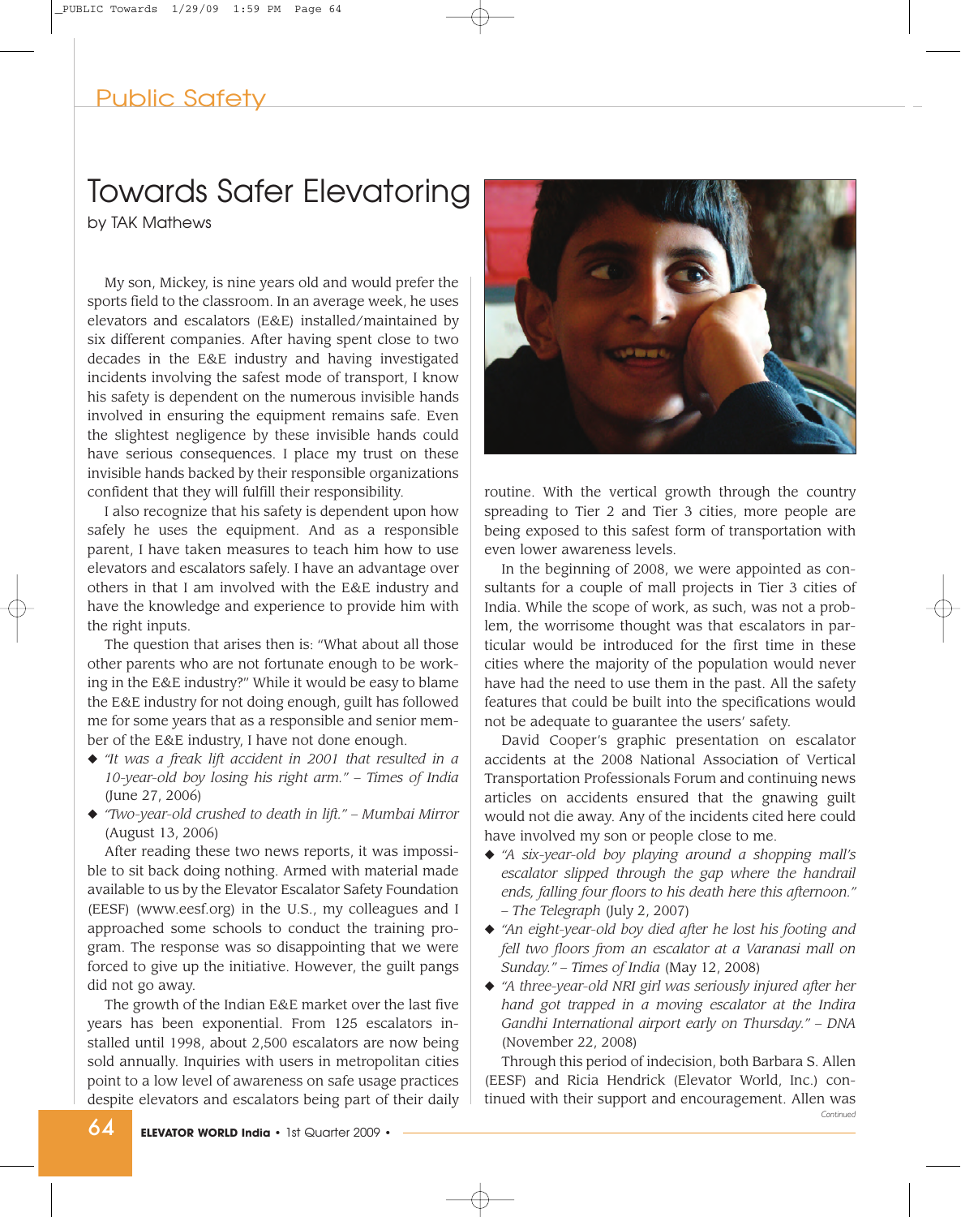Public Safety

# Towards Safer Elevatoring

by TAK Mathews

My son, Mickey, is nine years old and would prefer the sports field to the classroom. In an average week, he uses elevators and escalators (E&E) installed/maintained by six different companies. After having spent close to two decades in the E&E industry and having investigated incidents involving the safest mode of transport, I know his safety is dependent on the numerous invisible hands involved in ensuring the equipment remains safe. Even the slightest negligence by these invisible hands could have serious consequences. I place my trust on these invisible hands backed by their responsible organizations confident that they will fulfill their responsibility.

I also recognize that his safety is dependent upon how safely he uses the equipment. And as a responsible parent, I have taken measures to teach him how to use elevators and escalators safely. I have an advantage over others in that I am involved with the E&E industry and have the knowledge and experience to provide him with the right inputs.

The question that arises then is: "What about all those other parents who are not fortunate enough to be working in the E&E industry?" While it would be easy to blame the E&E industry for not doing enough, guilt has followed me for some years that as a responsible and senior member of the E&E industry, I have not done enough.

- *"It was a freak lift accident in 2001 that resulted in a 10-year-old boy losing his right arm." – Times of India* (June 27, 2006)
- *"Two-year-old crushed to death in lift." – Mumbai Mirror* (August 13, 2006)

After reading these two news reports, it was impossible to sit back doing nothing. Armed with material made available to us by the Elevator Escalator Safety Foundation (EESF) (www.eesf.org) in the U.S., my colleagues and I approached some schools to conduct the training program. The response was so disappointing that we were forced to give up the initiative. However, the guilt pangs did not go away.

The growth of the Indian E&E market over the last five years has been exponential. From 125 escalators installed until 1998, about 2,500 escalators are now being sold annually. Inquiries with users in metropolitan cities point to a low level of awareness on safe usage practices despite elevators and escalators being part of their daily routine. With the vertical growth through the country spreading to Tier 2 and Tier 3 cities, more people are being exposed to this safest form of transportation with even lower awareness levels.

In the beginning of 2008, we were appointed as consultants for a couple of mall projects in Tier 3 cities of India. While the scope of work, as such, was not a problem, the worrisome thought was that escalators in particular would be introduced for the first time in these cities where the majority of the population would never have had the need to use them in the past. All the safety features that could be built into the specifications would not be adequate to guarantee the users' safety.

David Cooper's graphic presentation on escalator accidents at the 2008 National Association of Vertical Transportation Professionals Forum and continuing news articles on accidents ensured that the gnawing guilt would not die away. Any of the incidents cited here could have involved my son or people close to me.

- *"A six-year-old boy playing around a shopping mall's escalator slipped through the gap where the handrail ends, falling four floors to his death here this afternoon." – The Telegraph* (July 2, 2007)
- *"An eight-year-old boy died after he lost his footing and fell two floors from an escalator at a Varanasi mall on Sunday." – Times of India* (May 12, 2008)
- *"A three-year-old NRI girl was seriously injured after her hand got trapped in a moving escalator at the Indira Gandhi International airport early on Thursday." – DNA* (November 22, 2008)

Through this period of indecision, both Barbara S. Allen (EESF) and Ricia Hendrick (Elevator World, Inc.) continued with their support and encouragement. Allen was

*Continued*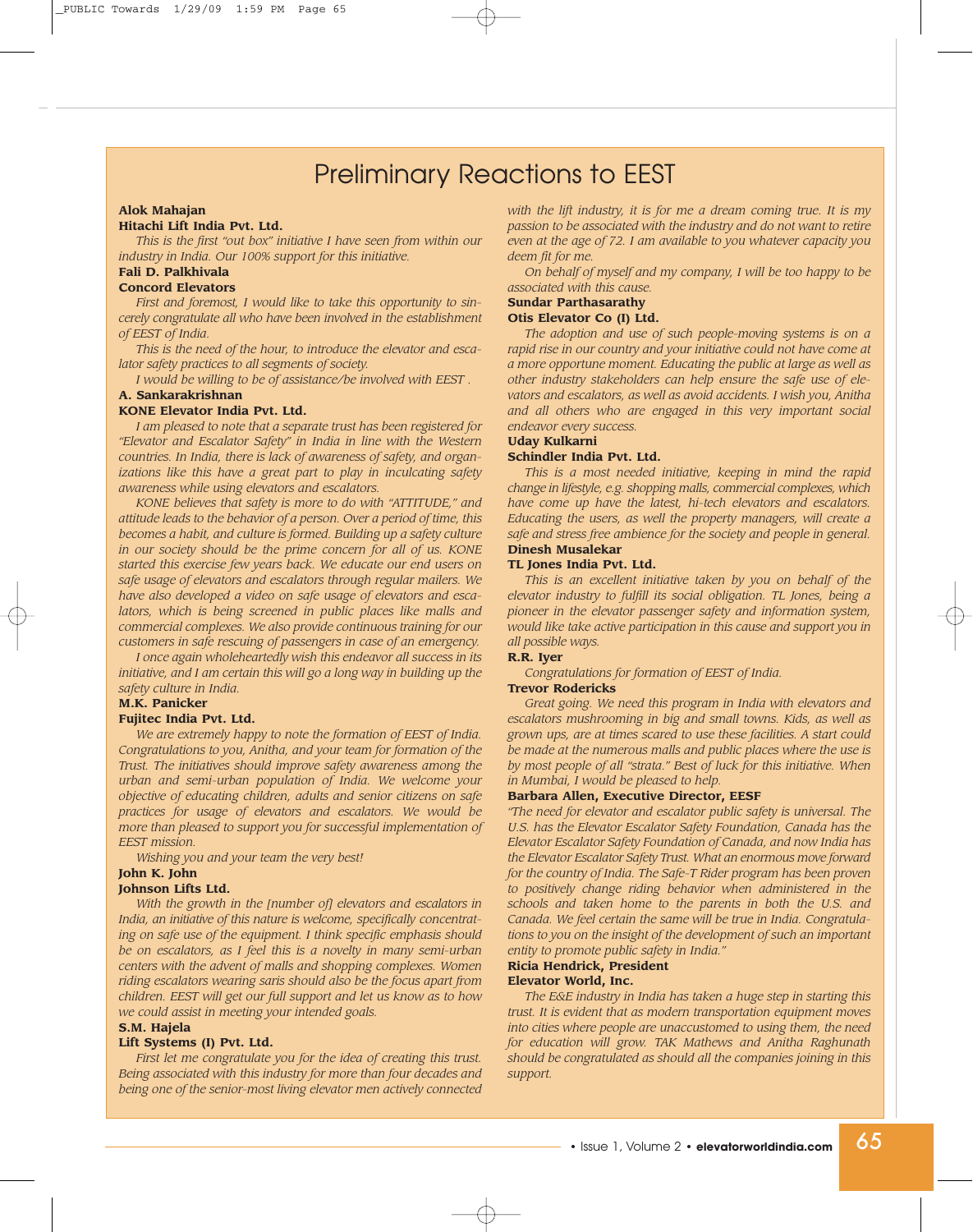# Preliminary Reactions to EEST

**Alok Mahajan**
**Hitachi Lift India Pvt. Ltd.**

*This is the first "out box" initiative I have seen from within our industry in India. Our 100% support for this initiative.*

**Fali D. Palkhivala**
**Concord Elevators**

*First and foremost, I would like to take this opportunity to sincerely congratulate all who have been involved in the establishment of EEST of India.*

*This is the need of the hour, to introduce the elevator and escalator safety practices to all segments of society.*

*I would be willing to be of assistance/be involved with EEST .*

**A. Sankarakrishnan**
**KONE Elevator India Pvt. Ltd.**

*I am pleased to note that a separate trust has been registered for "Elevator and Escalator Safety" in India in line with the Western countries. In India, there is lack of awareness of safety, and organizations like this have a great part to play in inculcating safety awareness while using elevators and escalators.*

*KONE believes that safety is more to do with "ATTITUDE," and attitude leads to the behavior of a person. Over a period of time, this becomes a habit, and culture is formed. Building up a safety culture in our society should be the prime concern for all of us. KONE started this exercise few years back. We educate our end users on safe usage of elevators and escalators through regular mailers. We have also developed a video on safe usage of elevators and escalators, which is being screened in public places like malls and commercial complexes. We also provide continuous training for our customers in safe rescuing of passengers in case of an emergency.*

*I once again wholeheartedly wish this endeavor all success in its initiative, and I am certain this will go a long way in building up the safety culture in India.*

**M.K. Panicker**
**Fujitec India Pvt. Ltd.**

*We are extremely happy to note the formation of EEST of India. Congratulations to you, Anitha, and your team for formation of the Trust. The initiatives should improve safety awareness among the urban and semi-urban population of India. We welcome your objective of educating children, adults and senior citizens on safe practices for usage of elevators and escalators. We would be more than pleased to support you for successful implementation of EEST mission.*

*Wishing you and your team the very best!*

**John K. John**
**Johnson Lifts Ltd.**

*With the growth in the [number of] elevators and escalators in India, an initiative of this nature is welcome, specifically concentrating on safe use of the equipment. I think specific emphasis should be on escalators, as I feel this is a novelty in many semi-urban centers with the advent of malls and shopping complexes. Women riding escalators wearing saris should also be the focus apart from children. EEST will get our full support and let us know as to how we could assist in meeting your intended goals.*

**S.M. Hajela**
**Lift Systems (I) Pvt. Ltd.**

*First let me congratulate you for the idea of creating this trust. Being associated with this industry for more than four decades and being one of the senior-most living elevator men actively connected with the lift industry, it is for me a dream coming true. It is my passion to be associated with the industry and do not want to retire even at the age of 72. I am available to you whatever capacity you deem fit for me.*

*On behalf of myself and my company, I will be too happy to be associated with this cause.*

**Sundar Parthasarathy**
**Otis Elevator Co (I) Ltd.**

*The adoption and use of such people-moving systems is on a rapid rise in our country and your initiative could not have come at a more opportune moment. Educating the public at large as well as other industry stakeholders can help ensure the safe use of elevators and escalators, as well as avoid accidents. I wish you, Anitha and all others who are engaged in this very important social endeavor every success.*

**Uday Kulkarni**
**Schindler India Pvt. Ltd.**

*This is a most needed initiative, keeping in mind the rapid change in lifestyle, e.g. shopping malls, commercial complexes, which have come up have the latest, hi-tech elevators and escalators. Educating the users, as well the property managers, will create a safe and stress free ambience for the society and people in general.*

**Dinesh Musalekar**
**TL Jones India Pvt. Ltd.**

*This is an excellent initiative taken by you on behalf of the elevator industry to fulfill its social obligation. TL Jones, being a pioneer in the elevator passenger safety and information system, would like take active participation in this cause and support you in all possible ways.*

**R.R. Iyer**

*Congratulations for formation of EEST of India.*

**Trevor Rodericks**

*Great going. We need this program in India with elevators and escalators mushrooming in big and small towns. Kids, as well as grown ups, are at times scared to use these facilities. A start could be made at the numerous malls and public places where the use is by most people of all "strata." Best of luck for this initiative. When in Mumbai, I would be pleased to help.*

**Barbara Allen, Executive Director, EESF**

*"The need for elevator and escalator public safety is universal. The U.S. has the Elevator Escalator Safety Foundation, Canada has the Elevator Escalator Safety Foundation of Canada, and now India has the Elevator Escalator Safety Trust. What an enormous move forward for the country of India. The Safe-T Rider program has been proven to positively change riding behavior when administered in the schools and taken home to the parents in both the U.S. and Canada. We feel certain the same will be true in India. Congratulations to you on the insight of the development of such an important entity to promote public safety in India."*

**Ricia Hendrick, President**
**Elevator World, Inc.**

*The E&E industry in India has taken a huge step in starting this trust. It is evident that as modern transportation equipment moves into cities where people are unaccustomed to using them, the need for education will grow. TAK Mathews and Anitha Raghunath should be congratulated as should all the companies joining in this support.*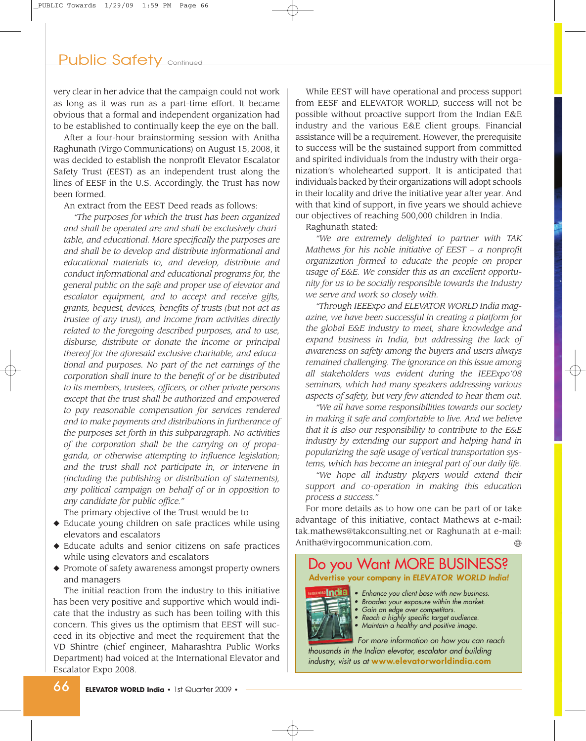# Public Safety *Continued*

very clear in her advice that the campaign could not work as long as it was run as a part-time effort. It became obvious that a formal and independent organization had to be established to continually keep the eye on the ball.

After a four-hour brainstorming session with Anitha Raghunath (Virgo Communications) on August 15, 2008, it was decided to establish the nonprofit Elevator Escalator Safety Trust (EEST) as an independent trust along the lines of EESF in the U.S. Accordingly, the Trust has now been formed.

An extract from the EEST Deed reads as follows:

*"The purposes for which the trust has been organized and shall be operated are and shall be exclusively charitable, and educational. More specifically the purposes are and shall be to develop and distribute informational and educational materials to, and develop, distribute and conduct informational and educational programs for, the general public on the safe and proper use of elevator and escalator equipment, and to accept and receive gifts, grants, bequest, devices, benefits of trusts (but not act as trustee of any trust), and income from activities directly related to the foregoing described purposes, and to use, disburse, distribute or donate the income or principal thereof for the aforesaid exclusive charitable, and educational and purposes. No part of the net earnings of the corporation shall inure to the benefit of or be distributed to its members, trustees, officers, or other private persons except that the trust shall be authorized and empowered to pay reasonable compensation for services rendered and to make payments and distributions in furtherance of the purposes set forth in this subparagraph. No activities of the corporation shall be the carrying on of propaganda, or otherwise attempting to influence legislation; and the trust shall not participate in, or intervene in (including the publishing or distribution of statements), any political campaign on behalf of or in opposition to any candidate for public office."*

The primary objective of the Trust would be to

- Educate young children on safe practices while using elevators and escalators
- Educate adults and senior citizens on safe practices while using elevators and escalators
- Promote of safety awareness amongst property owners and managers

The initial reaction from the industry to this initiative has been very positive and supportive which would indicate that the industry as such has been toiling with this concern. This gives us the optimism that EEST will succeed in its objective and meet the requirement that the VD Shintre (chief engineer, Maharashtra Public Works Department) had voiced at the International Elevator and Escalator Expo 2008.

While EEST will have operational and process support from EESF and ELEVATOR WORLD, success will not be possible without proactive support from the Indian E&E industry and the various E&E client groups. Financial assistance will be a requirement. However, the prerequisite to success will be the sustained support from committed and spirited individuals from the industry with their organization's wholehearted support. It is anticipated that individuals backed by their organizations will adopt schools in their locality and drive the initiative year after year. And with that kind of support, in five years we should achieve our objectives of reaching 500,000 children in India.

Raghunath stated:

*"We are extremely delighted to partner with TAK Mathews for his noble initiative of EEST – a nonprofit organization formed to educate the people on proper usage of E&E. We consider this as an excellent opportunity for us to be socially responsible towards the Industry we serve and work so closely with.*

*"Through IEEExpo and ELEVATOR WORLD India magazine, we have been successful in creating a platform for the global E&E industry to meet, share knowledge and expand business in India, but addressing the lack of awareness on safety among the buyers and users always remained challenging. The ignorance on this issue among all stakeholders was evident during the IEEExpo'08 seminars, which had many speakers addressing various aspects of safety, but very few attended to hear them out.*

*"We all have some responsibilities towards our society in making it safe and comfortable to live. And we believe that it is also our responsibility to contribute to the E&E industry by extending our support and helping hand in popularizing the safe usage of vertical transportation systems, which has become an integral part of our daily life.*

*"We hope all industry players would extend their support and co-operation in making this education process a success."*

For more details as to how one can be part of or take advantage of this initiative, contact Mathews at e-mail: tak.mathews@takconsulting.net or Raghunath at e-mail: Anitha@virgocommunication.com.

## Do you Want MORE BUSINESS?

**Advertise your company in *ELEVATOR WORLD India!***

- *Enhance you client base with new business.*
- *Broaden your exposure within the market.*
- *Gain an edge over competitors.*
- *Reach a highly specific target audience.*
- *Maintain a healthy and positive image.*

*For more information on how you can reach thousands in the Indian elevator, escalator and building industry, visit us at* **www.elevatorworldindia.com**